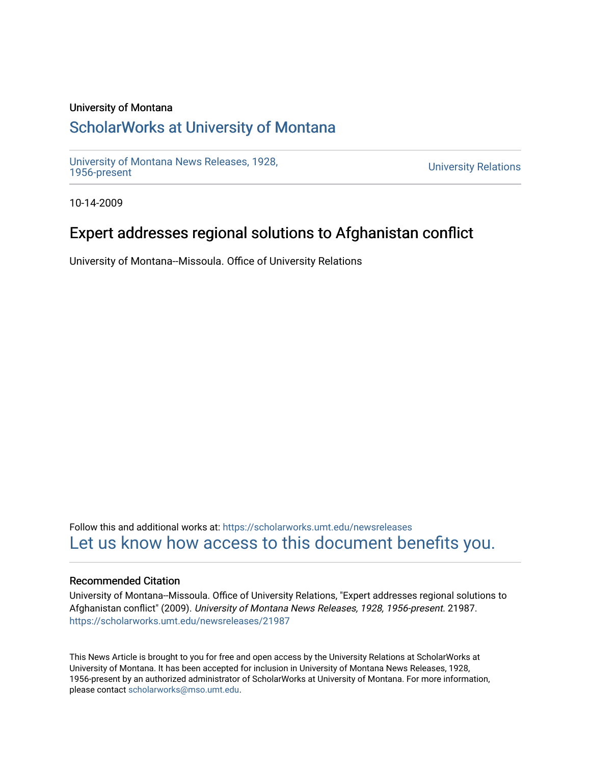University of Montana

# ScholarWorks at University of Montana

University of Montana News Releases, 1928, 1956-present

University Relations

10-14-2009

## Expert addresses regional solutions to Afghanistan conflict

University of Montana--Missoula. Office of University Relations

Follow this and additional works at: https://scholarworks.umt.edu/newsreleases

Let us know how access to this document benefits you.

### Recommended Citation

University of Montana--Missoula. Office of University Relations, "Expert addresses regional solutions to Afghanistan conflict" (2009). *University of Montana News Releases, 1928, 1956-present*. 21987.
https://scholarworks.umt.edu/newsreleases/21987

This News Article is brought to you for free and open access by the University Relations at ScholarWorks at University of Montana. It has been accepted for inclusion in University of Montana News Releases, 1928, 1956-present by an authorized administrator of ScholarWorks at University of Montana. For more information, please contact scholarworks@mso.umt.edu.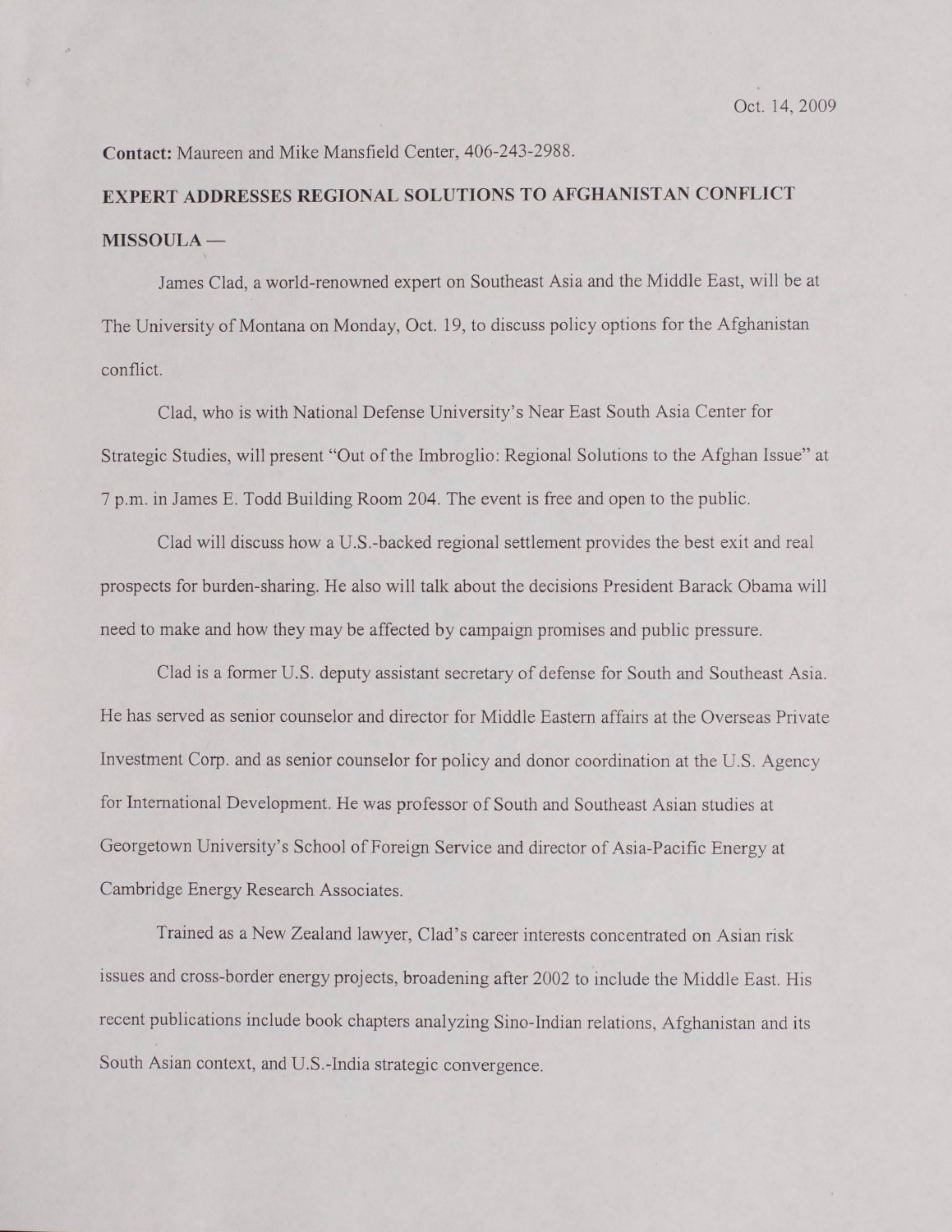Oct. 14, 2009

**Contact:** Maureen and Mike Mansfield Center, 406-243-2988.

**EXPERT ADDRESSES REGIONAL SOLUTIONS TO AFGHANISTAN CONFLICT**

**MISSOULA —**

James Clad, a world-renowned expert on Southeast Asia and the Middle East, will be at The University of Montana on Monday, Oct. 19, to discuss policy options for the Afghanistan conflict.

Clad, who is with National Defense University's Near East South Asia Center for Strategic Studies, will present "Out of the Imbroglio: Regional Solutions to the Afghan Issue" at 7 p.m. in James E. Todd Building Room 204. The event is free and open to the public.

Clad will discuss how a U.S.-backed regional settlement provides the best exit and real prospects for burden-sharing. He also will talk about the decisions President Barack Obama will need to make and how they may be affected by campaign promises and public pressure.

Clad is a former U.S. deputy assistant secretary of defense for South and Southeast Asia. He has served as senior counselor and director for Middle Eastern affairs at the Overseas Private Investment Corp. and as senior counselor for policy and donor coordination at the U.S. Agency for International Development. He was professor of South and Southeast Asian studies at Georgetown University's School of Foreign Service and director of Asia-Pacific Energy at Cambridge Energy Research Associates.

Trained as a New Zealand lawyer, Clad's career interests concentrated on Asian risk issues and cross-border energy projects, broadening after 2002 to include the Middle East. His recent publications include book chapters analyzing Sino-Indian relations, Afghanistan and its South Asian context, and U.S.-India strategic convergence.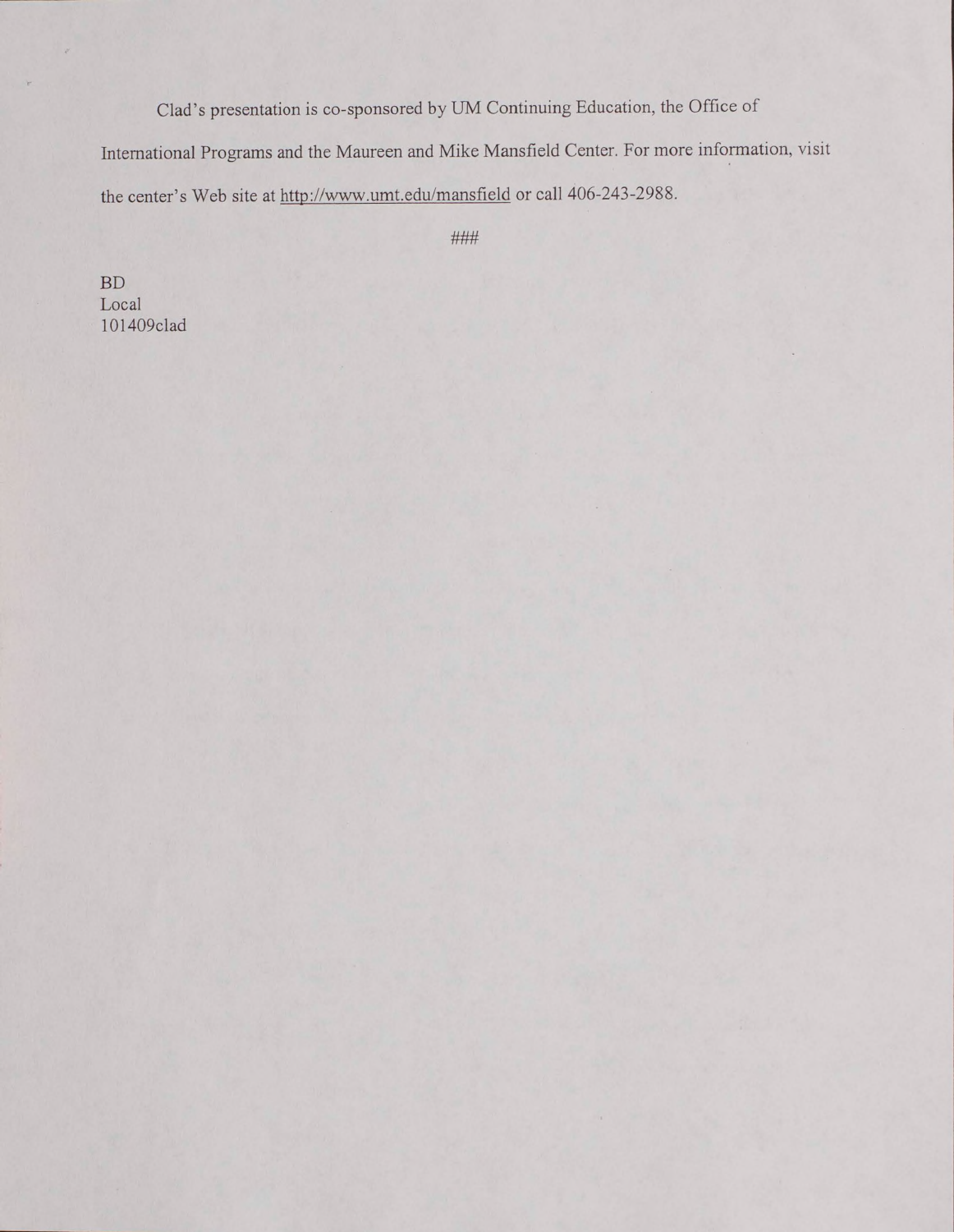Clad's presentation is co-sponsored by UM Continuing Education, the Office of International Programs and the Maureen and Mike Mansfield Center. For more information, visit the center's Web site at http://www.umt.edu/mansfield or call 406-243-2988.

###

BD
Local
101409clad